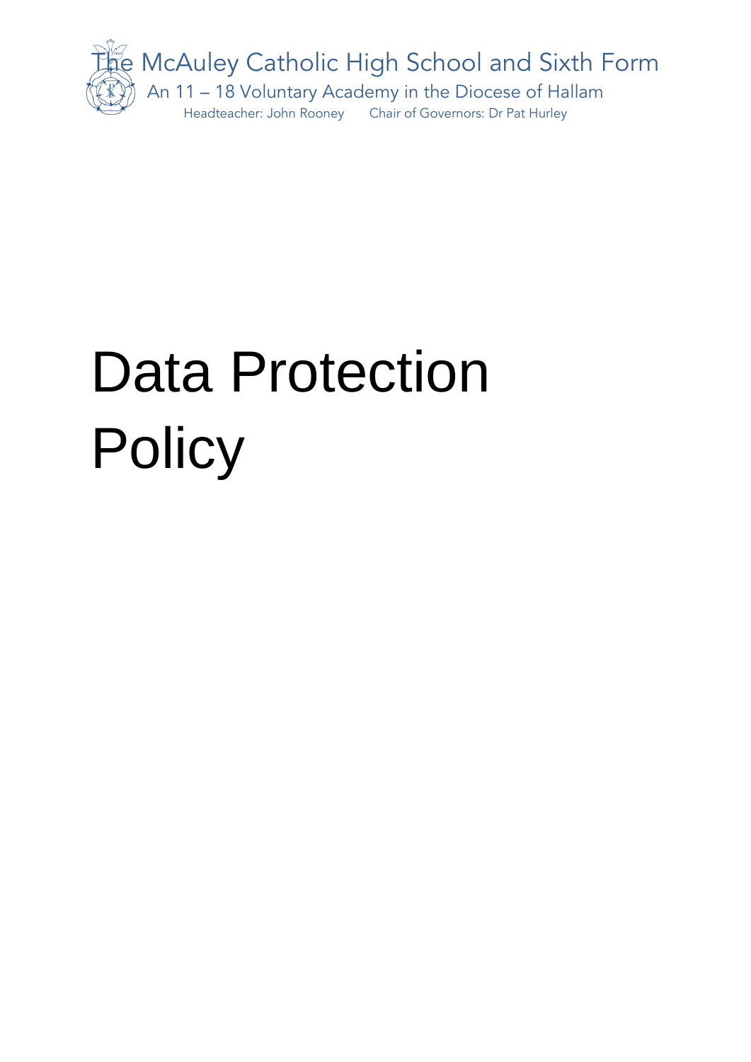The McAuley Catholic High School and Sixth Form

An 11 – 18 Voluntary Academy in the Diocese of Hallam

Headteacher: John Rooney Chair of Governors: Dr Pat Hurley

# Data Protection Policy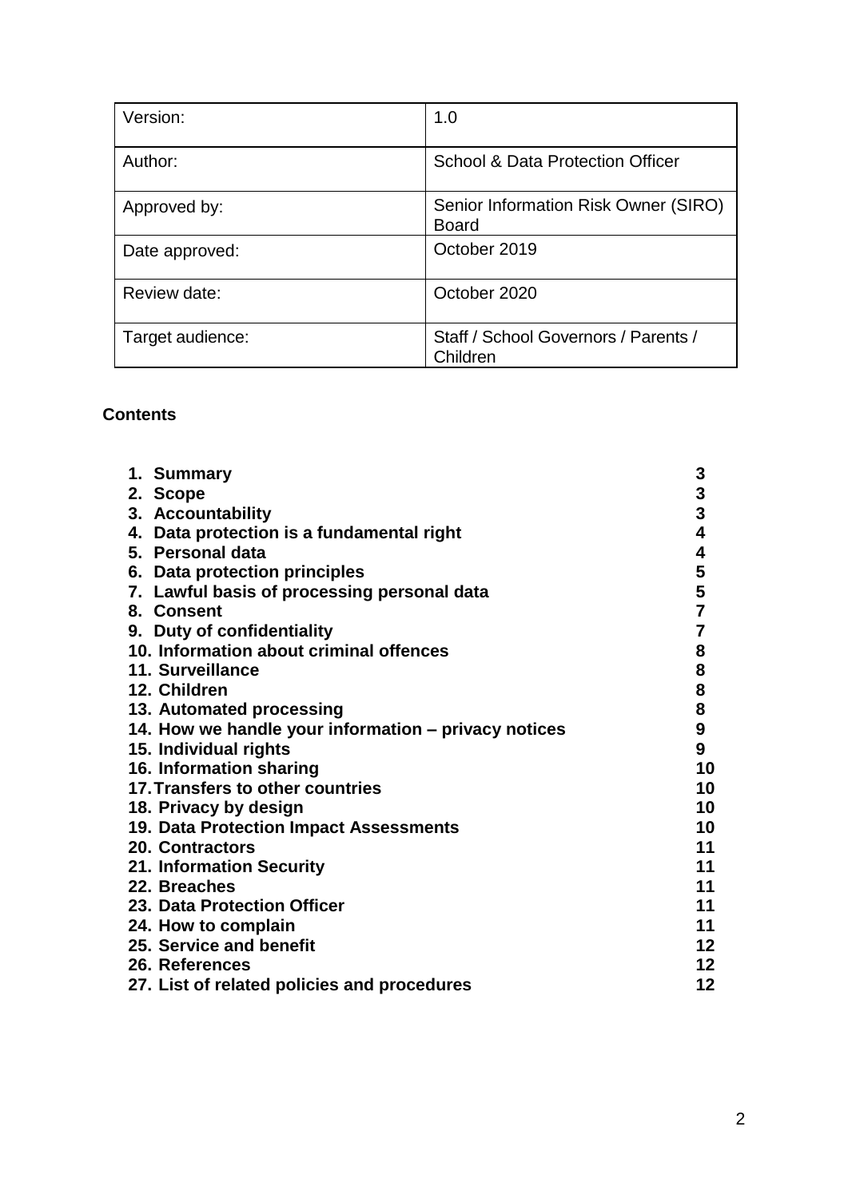| Version: | 1.0 |
|---|---|
| Author: | School & Data Protection Officer |
| Approved by: | Senior Information Risk Owner (SIRO) Board |
| Date approved: | October 2019 |
| Review date: | October 2020 |
| Target audience: | Staff / School Governors / Parents / Children |

**Contents**

| | |
|---|---|
| **1. Summary** | **3** |
| **2. Scope** | **3** |
| **3. Accountability** | **3** |
| **4. Data protection is a fundamental right** | **4** |
| **5. Personal data** | **4** |
| **6. Data protection principles** | **5** |
| **7. Lawful basis of processing personal data** | **5** |
| **8. Consent** | **7** |
| **9. Duty of confidentiality** | **7** |
| **10. Information about criminal offences** | **8** |
| **11. Surveillance** | **8** |
| **12. Children** | **8** |
| **13. Automated processing** | **8** |
| **14. How we handle your information – privacy notices** | **9** |
| **15. Individual rights** | **9** |
| **16. Information sharing** | **10** |
| **17. Transfers to other countries** | **10** |
| **18. Privacy by design** | **10** |
| **19. Data Protection Impact Assessments** | **10** |
| **20. Contractors** | **11** |
| **21. Information Security** | **11** |
| **22. Breaches** | **11** |
| **23. Data Protection Officer** | **11** |
| **24. How to complain** | **11** |
| **25. Service and benefit** | **12** |
| **26. References** | **12** |
| **27. List of related policies and procedures** | **12** |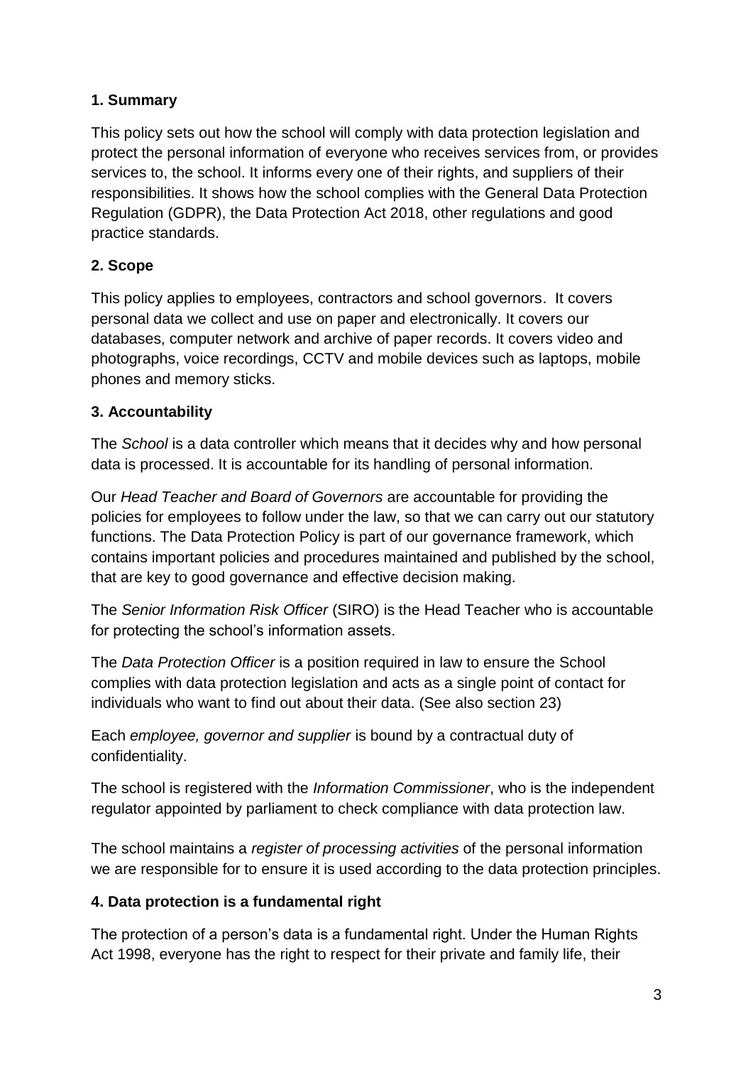### 1. Summary

This policy sets out how the school will comply with data protection legislation and protect the personal information of everyone who receives services from, or provides services to, the school. It informs every one of their rights, and suppliers of their responsibilities. It shows how the school complies with the General Data Protection Regulation (GDPR), the Data Protection Act 2018, other regulations and good practice standards.

### 2. Scope

This policy applies to employees, contractors and school governors. It covers personal data we collect and use on paper and electronically. It covers our databases, computer network and archive of paper records. It covers video and photographs, voice recordings, CCTV and mobile devices such as laptops, mobile phones and memory sticks.

### 3. Accountability

The *School* is a data controller which means that it decides why and how personal data is processed. It is accountable for its handling of personal information.

Our *Head Teacher and Board of Governors* are accountable for providing the policies for employees to follow under the law, so that we can carry out our statutory functions. The Data Protection Policy is part of our governance framework, which contains important policies and procedures maintained and published by the school, that are key to good governance and effective decision making.

The *Senior Information Risk Officer* (SIRO) is the Head Teacher who is accountable for protecting the school's information assets.

The *Data Protection Officer* is a position required in law to ensure the School complies with data protection legislation and acts as a single point of contact for individuals who want to find out about their data. (See also section 23)

Each *employee, governor and supplier* is bound by a contractual duty of confidentiality.

The school is registered with the *Information Commissioner*, who is the independent regulator appointed by parliament to check compliance with data protection law.

The school maintains a *register of processing activities* of the personal information we are responsible for to ensure it is used according to the data protection principles.

### 4. Data protection is a fundamental right

The protection of a person's data is a fundamental right. Under the Human Rights Act 1998, everyone has the right to respect for their private and family life, their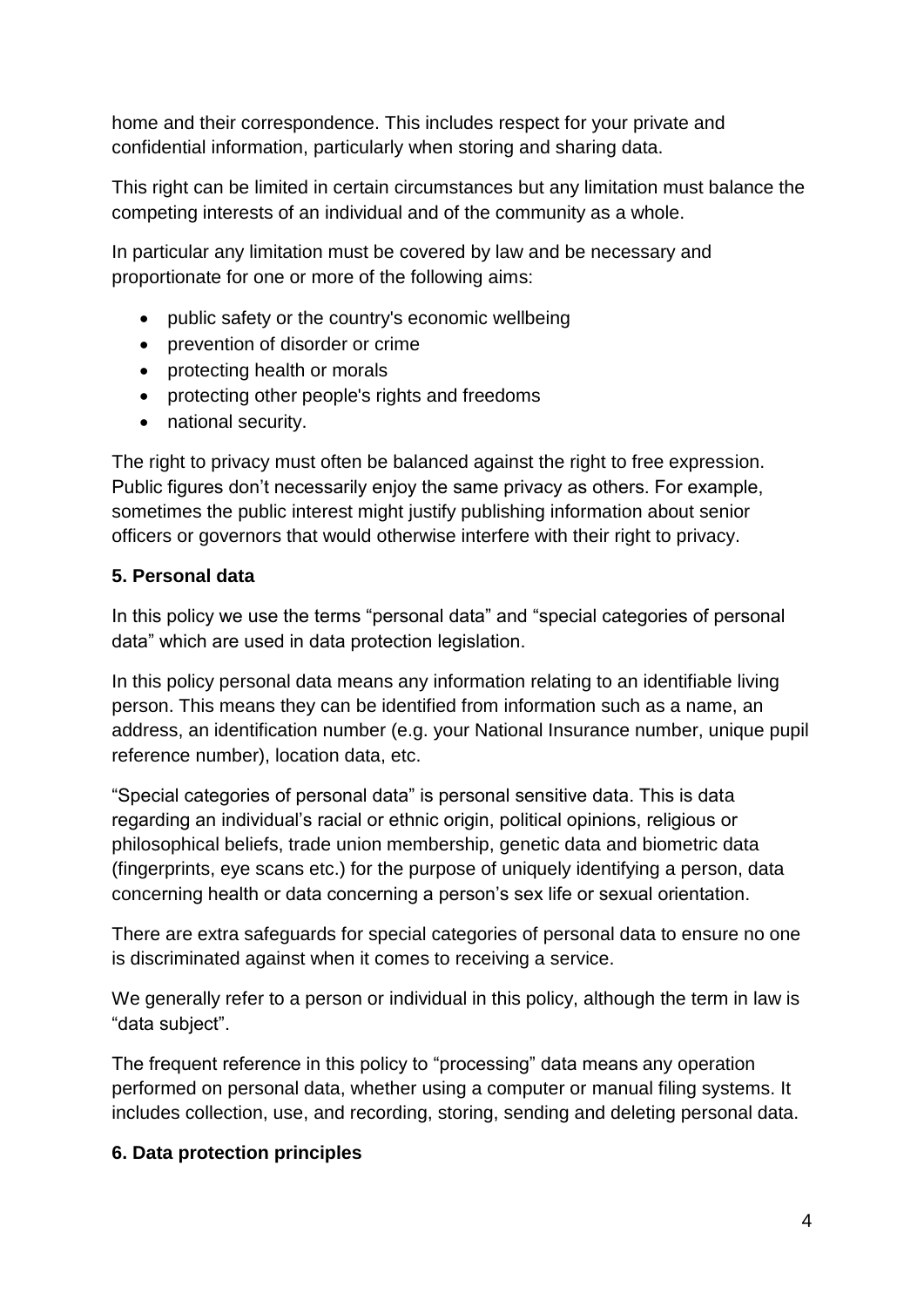home and their correspondence. This includes respect for your private and confidential information, particularly when storing and sharing data.

This right can be limited in certain circumstances but any limitation must balance the competing interests of an individual and of the community as a whole.

In particular any limitation must be covered by law and be necessary and proportionate for one or more of the following aims:

- public safety or the country's economic wellbeing
- prevention of disorder or crime
- protecting health or morals
- protecting other people's rights and freedoms
- national security.

The right to privacy must often be balanced against the right to free expression. Public figures don't necessarily enjoy the same privacy as others. For example, sometimes the public interest might justify publishing information about senior officers or governors that would otherwise interfere with their right to privacy.

**5. Personal data**

In this policy we use the terms "personal data" and "special categories of personal data" which are used in data protection legislation.

In this policy personal data means any information relating to an identifiable living person. This means they can be identified from information such as a name, an address, an identification number (e.g. your National Insurance number, unique pupil reference number), location data, etc.

"Special categories of personal data" is personal sensitive data. This is data regarding an individual's racial or ethnic origin, political opinions, religious or philosophical beliefs, trade union membership, genetic data and biometric data (fingerprints, eye scans etc.) for the purpose of uniquely identifying a person, data concerning health or data concerning a person's sex life or sexual orientation.

There are extra safeguards for special categories of personal data to ensure no one is discriminated against when it comes to receiving a service.

We generally refer to a person or individual in this policy, although the term in law is "data subject".

The frequent reference in this policy to "processing" data means any operation performed on personal data, whether using a computer or manual filing systems. It includes collection, use, and recording, storing, sending and deleting personal data.

**6. Data protection principles**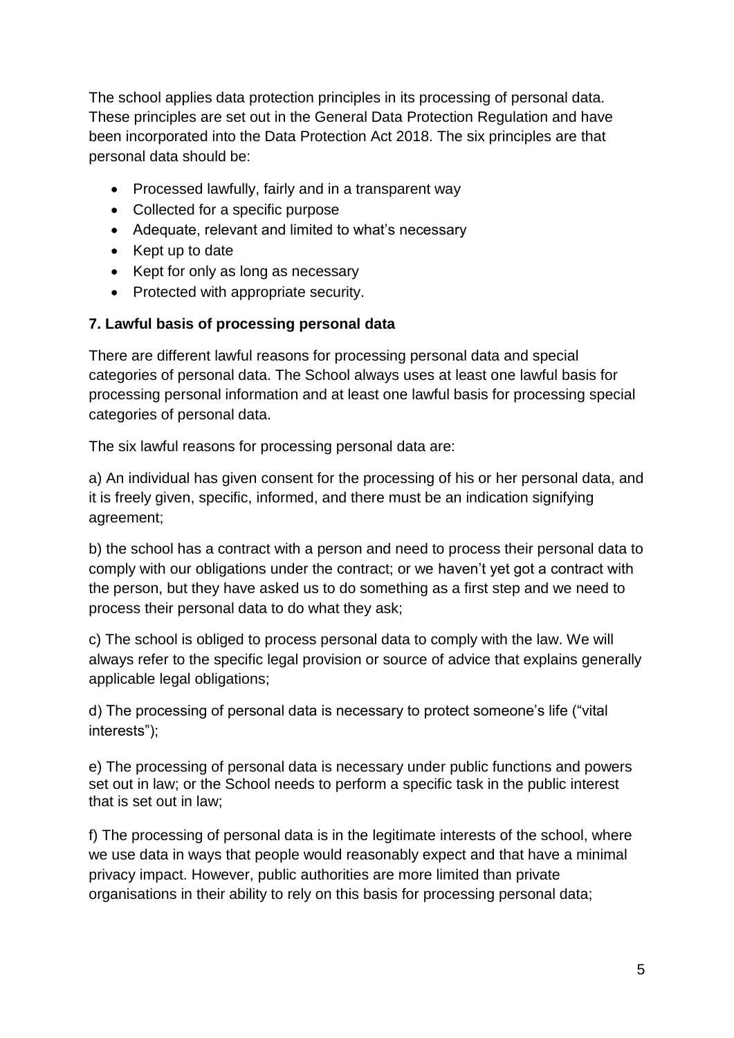The school applies data protection principles in its processing of personal data. These principles are set out in the General Data Protection Regulation and have been incorporated into the Data Protection Act 2018. The six principles are that personal data should be:

- Processed lawfully, fairly and in a transparent way
- Collected for a specific purpose
- Adequate, relevant and limited to what's necessary
- Kept up to date
- Kept for only as long as necessary
- Protected with appropriate security.

**7. Lawful basis of processing personal data**

There are different lawful reasons for processing personal data and special categories of personal data. The School always uses at least one lawful basis for processing personal information and at least one lawful basis for processing special categories of personal data.

The six lawful reasons for processing personal data are:

a) An individual has given consent for the processing of his or her personal data, and it is freely given, specific, informed, and there must be an indication signifying agreement;

b) the school has a contract with a person and need to process their personal data to comply with our obligations under the contract; or we haven't yet got a contract with the person, but they have asked us to do something as a first step and we need to process their personal data to do what they ask;

c) The school is obliged to process personal data to comply with the law. We will always refer to the specific legal provision or source of advice that explains generally applicable legal obligations;

d) The processing of personal data is necessary to protect someone's life ("vital interests");

e) The processing of personal data is necessary under public functions and powers set out in law; or the School needs to perform a specific task in the public interest that is set out in law;

f) The processing of personal data is in the legitimate interests of the school, where we use data in ways that people would reasonably expect and that have a minimal privacy impact. However, public authorities are more limited than private organisations in their ability to rely on this basis for processing personal data;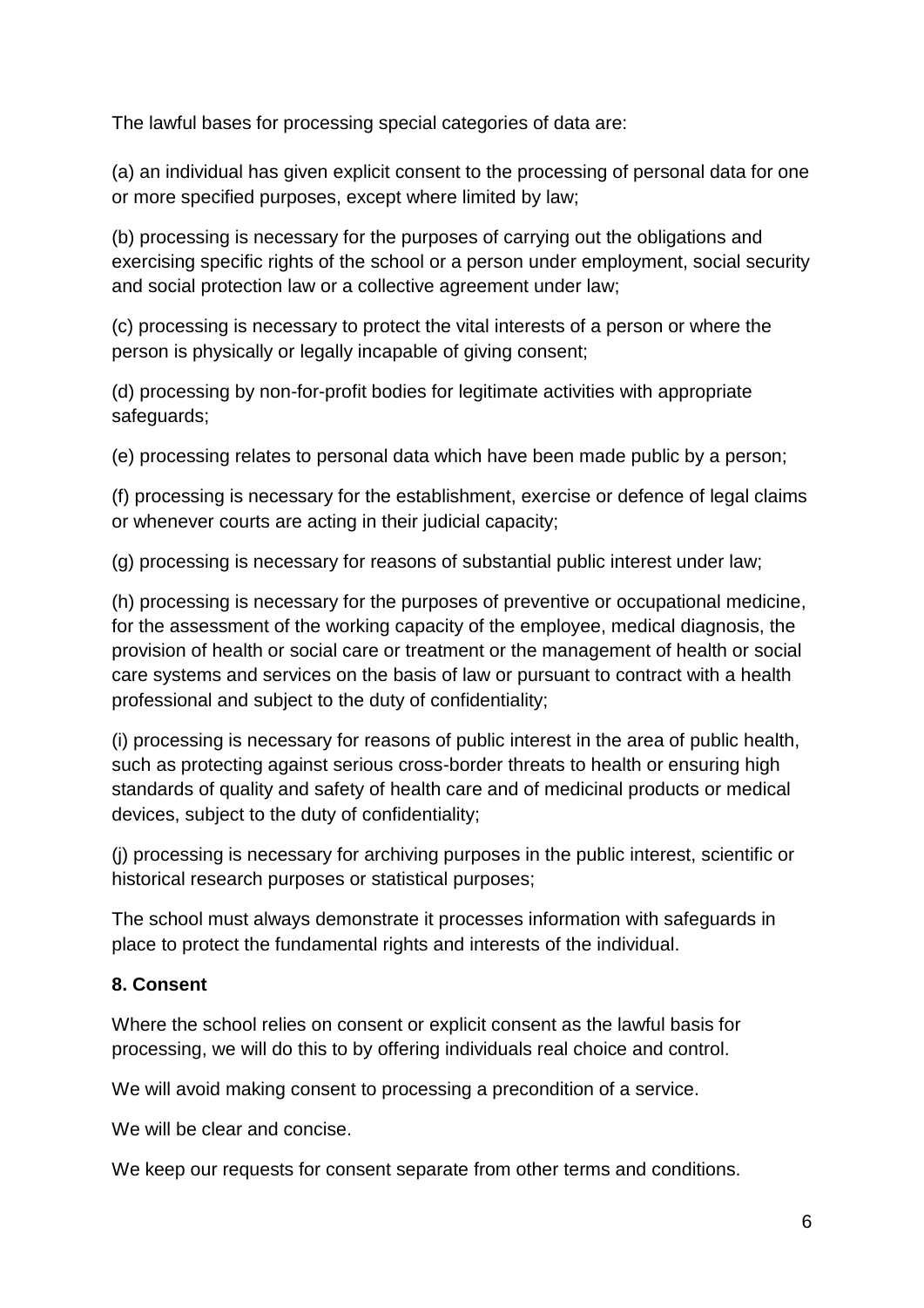The lawful bases for processing special categories of data are:

(a) an individual has given explicit consent to the processing of personal data for one or more specified purposes, except where limited by law;

(b) processing is necessary for the purposes of carrying out the obligations and exercising specific rights of the school or a person under employment, social security and social protection law or a collective agreement under law;

(c) processing is necessary to protect the vital interests of a person or where the person is physically or legally incapable of giving consent;

(d) processing by non-for-profit bodies for legitimate activities with appropriate safeguards;

(e) processing relates to personal data which have been made public by a person;

(f) processing is necessary for the establishment, exercise or defence of legal claims or whenever courts are acting in their judicial capacity;

(g) processing is necessary for reasons of substantial public interest under law;

(h) processing is necessary for the purposes of preventive or occupational medicine, for the assessment of the working capacity of the employee, medical diagnosis, the provision of health or social care or treatment or the management of health or social care systems and services on the basis of law or pursuant to contract with a health professional and subject to the duty of confidentiality;

(i) processing is necessary for reasons of public interest in the area of public health, such as protecting against serious cross-border threats to health or ensuring high standards of quality and safety of health care and of medicinal products or medical devices, subject to the duty of confidentiality;

(j) processing is necessary for archiving purposes in the public interest, scientific or historical research purposes or statistical purposes;

The school must always demonstrate it processes information with safeguards in place to protect the fundamental rights and interests of the individual.

**8. Consent**

Where the school relies on consent or explicit consent as the lawful basis for processing, we will do this to by offering individuals real choice and control.

We will avoid making consent to processing a precondition of a service.

We will be clear and concise.

We keep our requests for consent separate from other terms and conditions.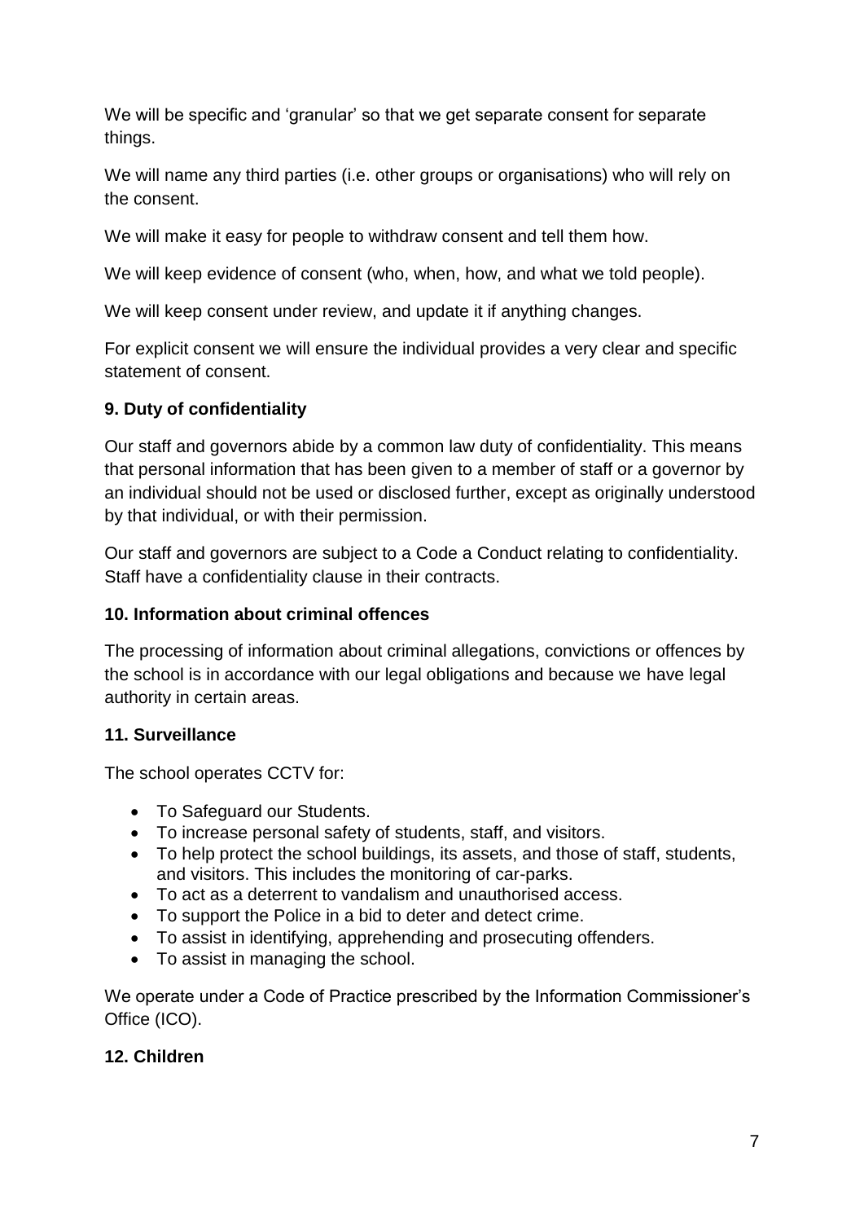We will be specific and 'granular' so that we get separate consent for separate things.

We will name any third parties (i.e. other groups or organisations) who will rely on the consent.

We will make it easy for people to withdraw consent and tell them how.

We will keep evidence of consent (who, when, how, and what we told people).

We will keep consent under review, and update it if anything changes.

For explicit consent we will ensure the individual provides a very clear and specific statement of consent.

**9. Duty of confidentiality**

Our staff and governors abide by a common law duty of confidentiality. This means that personal information that has been given to a member of staff or a governor by an individual should not be used or disclosed further, except as originally understood by that individual, or with their permission.

Our staff and governors are subject to a Code a Conduct relating to confidentiality. Staff have a confidentiality clause in their contracts.

**10. Information about criminal offences**

The processing of information about criminal allegations, convictions or offences by the school is in accordance with our legal obligations and because we have legal authority in certain areas.

**11. Surveillance**

The school operates CCTV for:

- To Safeguard our Students.
- To increase personal safety of students, staff, and visitors.
- To help protect the school buildings, its assets, and those of staff, students, and visitors. This includes the monitoring of car-parks.
- To act as a deterrent to vandalism and unauthorised access.
- To support the Police in a bid to deter and detect crime.
- To assist in identifying, apprehending and prosecuting offenders.
- To assist in managing the school.

We operate under a Code of Practice prescribed by the Information Commissioner's Office (ICO).

**12. Children**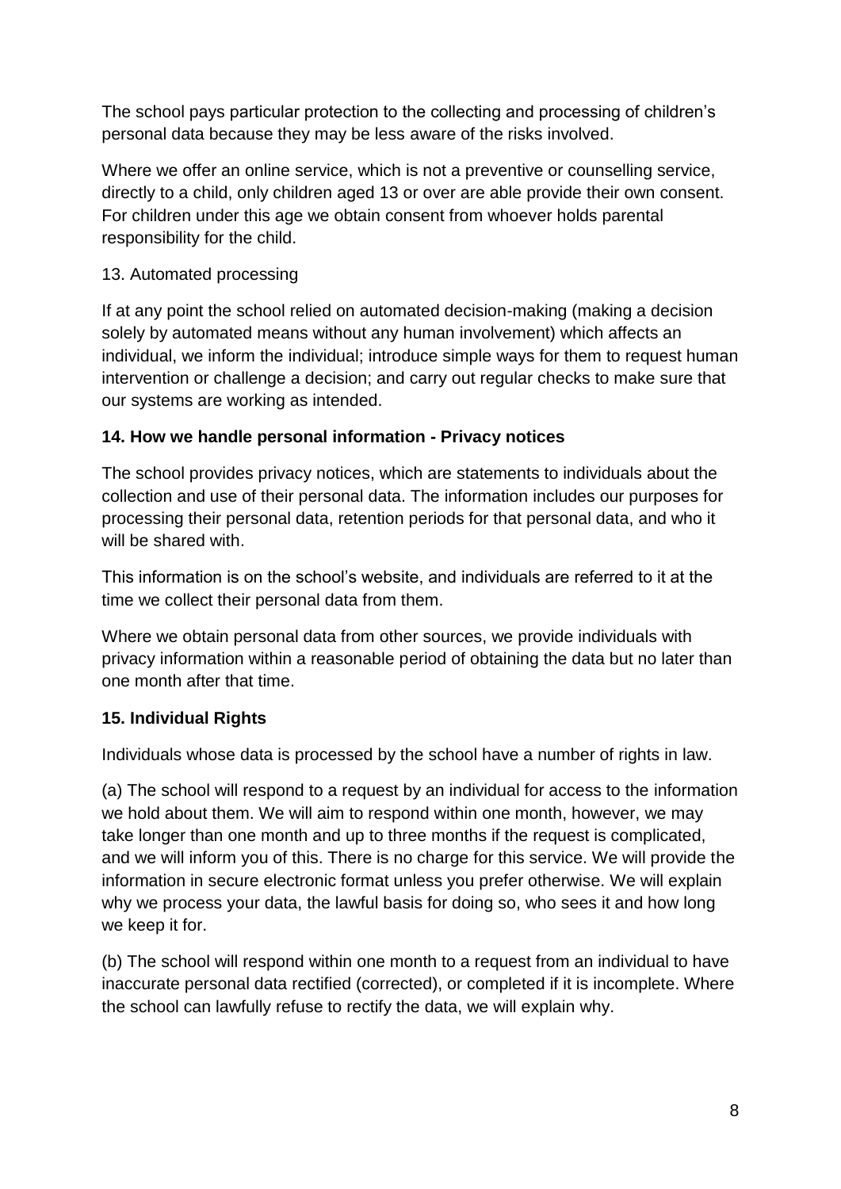The school pays particular protection to the collecting and processing of children's personal data because they may be less aware of the risks involved.

Where we offer an online service, which is not a preventive or counselling service, directly to a child, only children aged 13 or over are able provide their own consent. For children under this age we obtain consent from whoever holds parental responsibility for the child.

13. Automated processing

If at any point the school relied on automated decision-making (making a decision solely by automated means without any human involvement) which affects an individual, we inform the individual; introduce simple ways for them to request human intervention or challenge a decision; and carry out regular checks to make sure that our systems are working as intended.

**14. How we handle personal information - Privacy notices**

The school provides privacy notices, which are statements to individuals about the collection and use of their personal data. The information includes our purposes for processing their personal data, retention periods for that personal data, and who it will be shared with.

This information is on the school's website, and individuals are referred to it at the time we collect their personal data from them.

Where we obtain personal data from other sources, we provide individuals with privacy information within a reasonable period of obtaining the data but no later than one month after that time.

**15. Individual Rights**

Individuals whose data is processed by the school have a number of rights in law.

(a) The school will respond to a request by an individual for access to the information we hold about them. We will aim to respond within one month, however, we may take longer than one month and up to three months if the request is complicated, and we will inform you of this. There is no charge for this service. We will provide the information in secure electronic format unless you prefer otherwise. We will explain why we process your data, the lawful basis for doing so, who sees it and how long we keep it for.

(b) The school will respond within one month to a request from an individual to have inaccurate personal data rectified (corrected), or completed if it is incomplete. Where the school can lawfully refuse to rectify the data, we will explain why.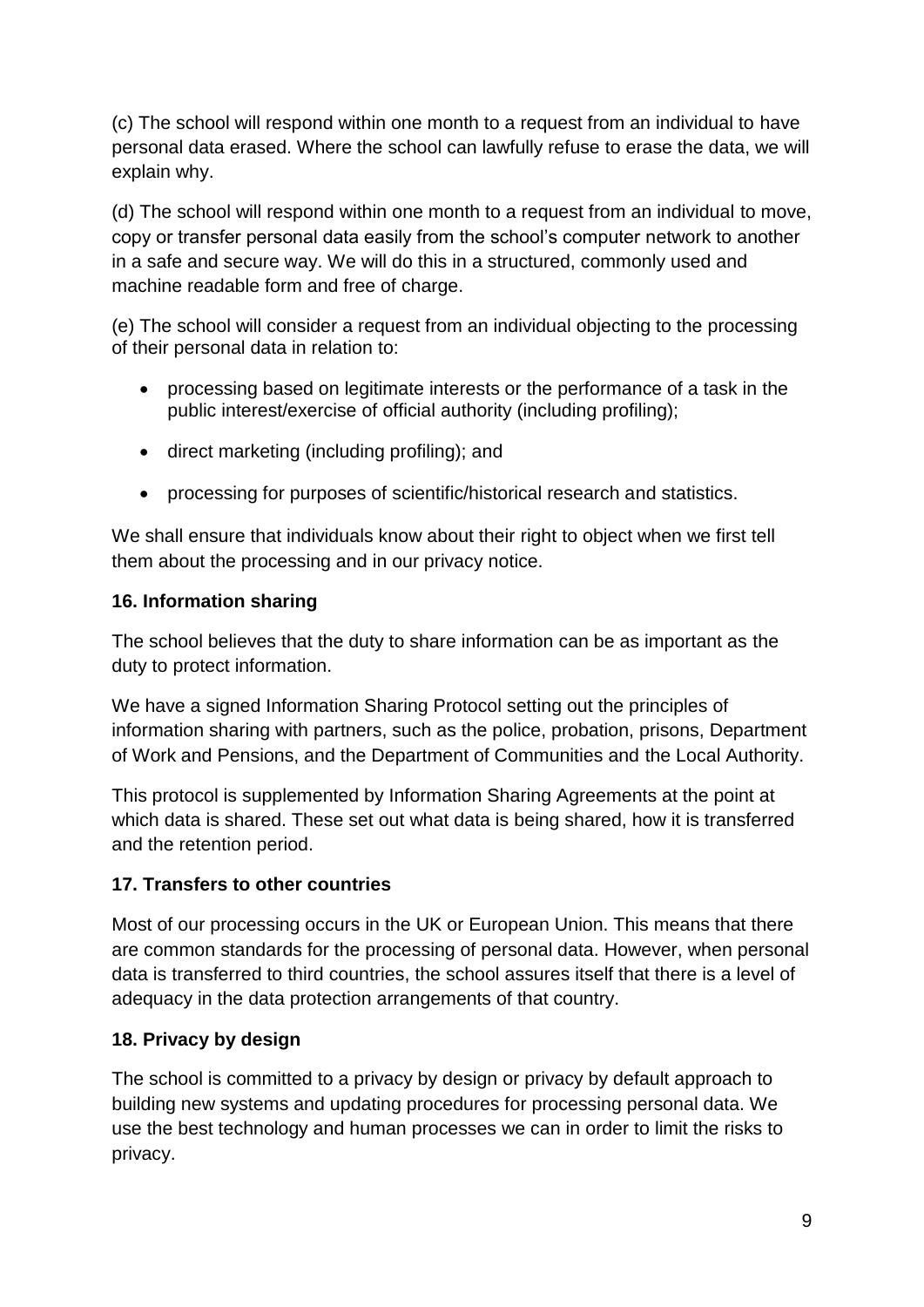(c) The school will respond within one month to a request from an individual to have personal data erased. Where the school can lawfully refuse to erase the data, we will explain why.

(d) The school will respond within one month to a request from an individual to move, copy or transfer personal data easily from the school's computer network to another in a safe and secure way. We will do this in a structured, commonly used and machine readable form and free of charge.

(e) The school will consider a request from an individual objecting to the processing of their personal data in relation to:

- processing based on legitimate interests or the performance of a task in the public interest/exercise of official authority (including profiling);
- direct marketing (including profiling); and
- processing for purposes of scientific/historical research and statistics.

We shall ensure that individuals know about their right to object when we first tell them about the processing and in our privacy notice.

**16. Information sharing**

The school believes that the duty to share information can be as important as the duty to protect information.

We have a signed Information Sharing Protocol setting out the principles of information sharing with partners, such as the police, probation, prisons, Department of Work and Pensions, and the Department of Communities and the Local Authority.

This protocol is supplemented by Information Sharing Agreements at the point at which data is shared. These set out what data is being shared, how it is transferred and the retention period.

**17. Transfers to other countries**

Most of our processing occurs in the UK or European Union. This means that there are common standards for the processing of personal data. However, when personal data is transferred to third countries, the school assures itself that there is a level of adequacy in the data protection arrangements of that country.

**18. Privacy by design**

The school is committed to a privacy by design or privacy by default approach to building new systems and updating procedures for processing personal data. We use the best technology and human processes we can in order to limit the risks to privacy.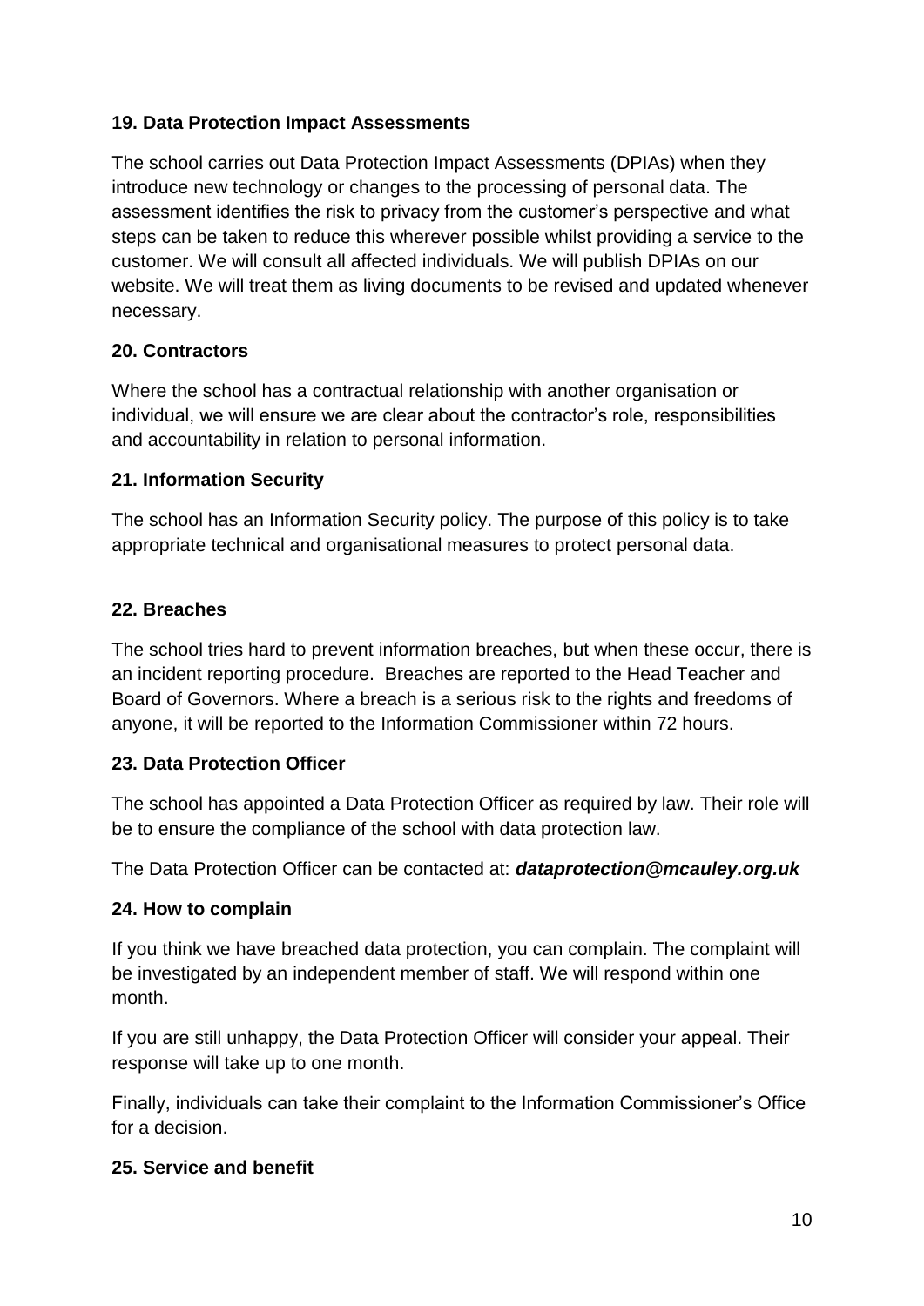### 19. Data Protection Impact Assessments

The school carries out Data Protection Impact Assessments (DPIAs) when they introduce new technology or changes to the processing of personal data. The assessment identifies the risk to privacy from the customer's perspective and what steps can be taken to reduce this wherever possible whilst providing a service to the customer. We will consult all affected individuals. We will publish DPIAs on our website. We will treat them as living documents to be revised and updated whenever necessary.

### 20. Contractors

Where the school has a contractual relationship with another organisation or individual, we will ensure we are clear about the contractor's role, responsibilities and accountability in relation to personal information.

### 21. Information Security

The school has an Information Security policy. The purpose of this policy is to take appropriate technical and organisational measures to protect personal data.

### 22. Breaches

The school tries hard to prevent information breaches, but when these occur, there is an incident reporting procedure. Breaches are reported to the Head Teacher and Board of Governors. Where a breach is a serious risk to the rights and freedoms of anyone, it will be reported to the Information Commissioner within 72 hours.

### 23. Data Protection Officer

The school has appointed a Data Protection Officer as required by law. Their role will be to ensure the compliance of the school with data protection law.

The Data Protection Officer can be contacted at: ***dataprotection@mcauley.org.uk***

### 24. How to complain

If you think we have breached data protection, you can complain. The complaint will be investigated by an independent member of staff. We will respond within one month.

If you are still unhappy, the Data Protection Officer will consider your appeal. Their response will take up to one month.

Finally, individuals can take their complaint to the Information Commissioner's Office for a decision.

### 25. Service and benefit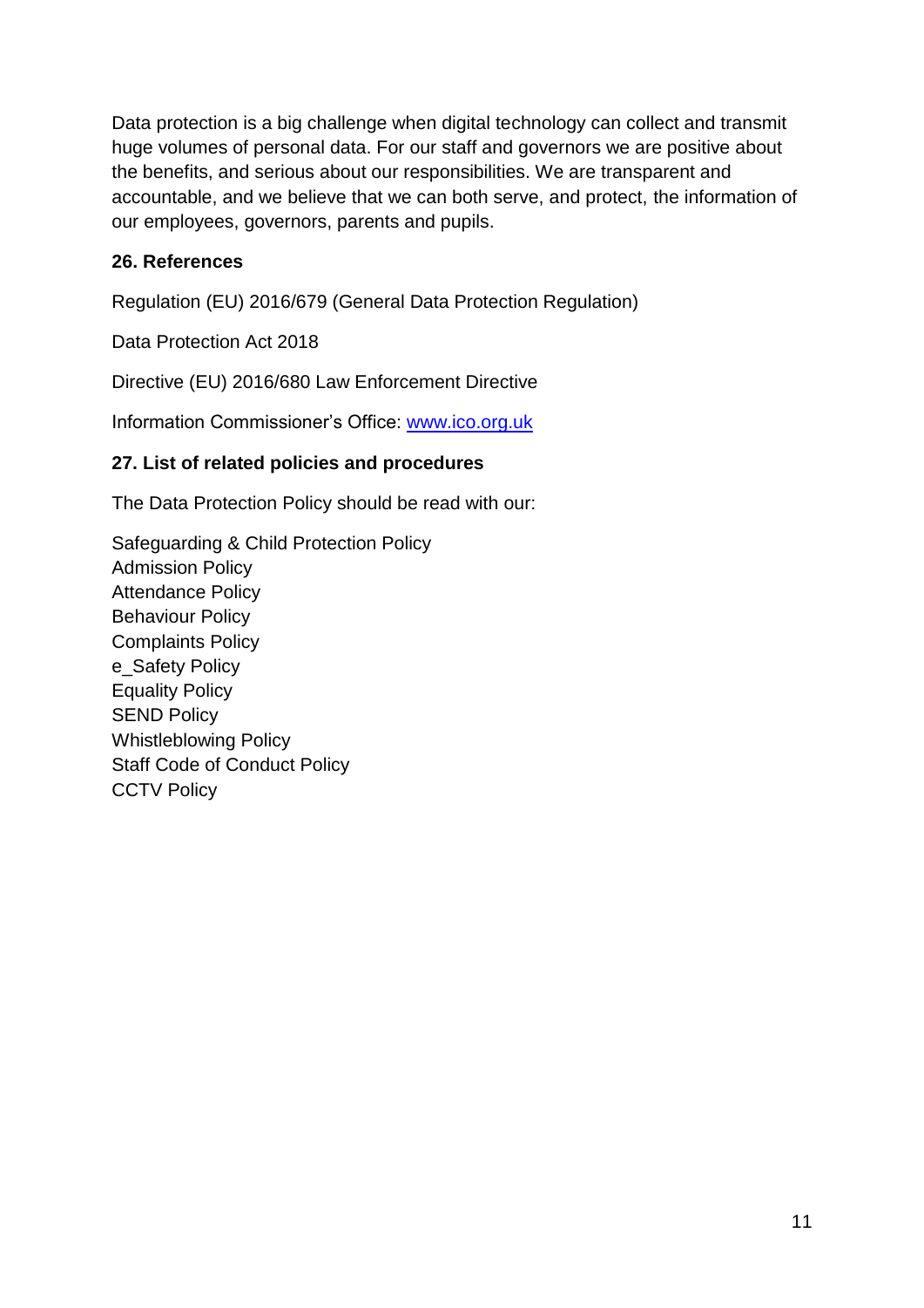Data protection is a big challenge when digital technology can collect and transmit huge volumes of personal data. For our staff and governors we are positive about the benefits, and serious about our responsibilities. We are transparent and accountable, and we believe that we can both serve, and protect, the information of our employees, governors, parents and pupils.

## 26. References

Regulation (EU) 2016/679 (General Data Protection Regulation)

Data Protection Act 2018

Directive (EU) 2016/680 Law Enforcement Directive

Information Commissioner's Office: [www.ico.org.uk](http://www.ico.org.uk)

## 27. List of related policies and procedures

The Data Protection Policy should be read with our:

Safeguarding & Child Protection Policy
Admission Policy
Attendance Policy
Behaviour Policy
Complaints Policy
e_Safety Policy
Equality Policy
SEND Policy
Whistleblowing Policy
Staff Code of Conduct Policy
CCTV Policy